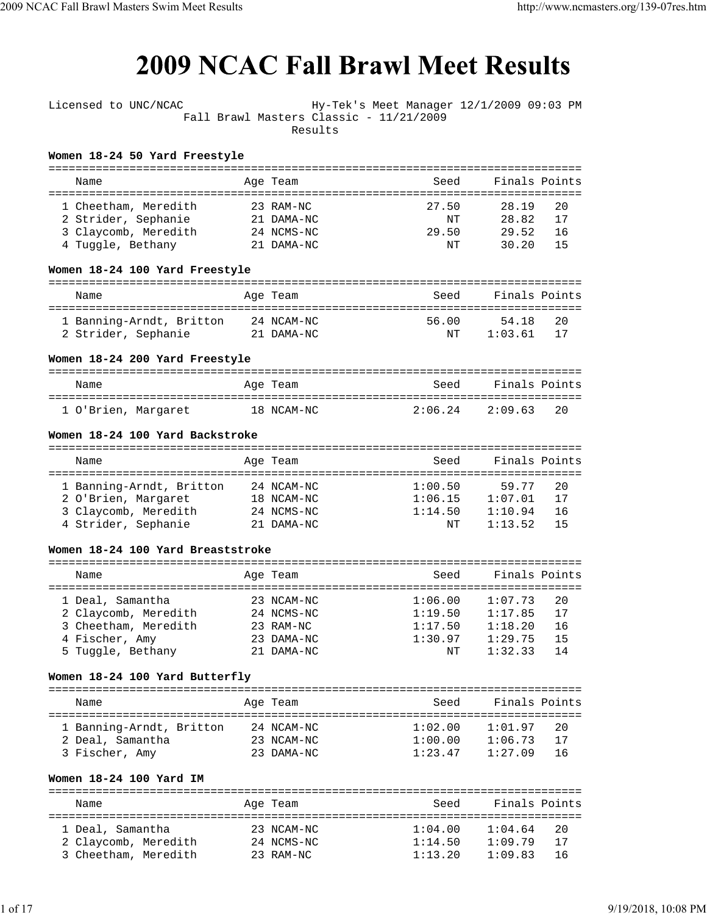# 2009 NCAC Fall Brawl Meet Results

Licensed to UNC/NCAC Hy-Tek's Meet Manager 12/1/2009 09:03 PM

Fall Brawl Masters Classic - 11/21/2009

Results

**Women 18-24 50 Yard Freestyle**

| | Name | Age | Team | Seed | Finals | Points |
|---|---|---|---|---|---|---|
| 1 | Cheetham, Meredith | 23 | RAM-NC | 27.50 | 28.19 | 20 |
| 2 | Strider, Sephanie | 21 | DAMA-NC | NT | 28.82 | 17 |
| 3 | Claycomb, Meredith | 24 | NCMS-NC | 29.50 | 29.52 | 16 |
| 4 | Tuggle, Bethany | 21 | DAMA-NC | NT | 30.20 | 15 |

**Women 18-24 100 Yard Freestyle**

| | Name | Age | Team | Seed | Finals | Points |
|---|---|---|---|---|---|---|
| 1 | Banning-Arndt, Britton | 24 | NCAM-NC | 56.00 | 54.18 | 20 |
| 2 | Strider, Sephanie | 21 | DAMA-NC | NT | 1:03.61 | 17 |

**Women 18-24 200 Yard Freestyle**

| | Name | Age | Team | Seed | Finals | Points |
|---|---|---|---|---|---|---|
| 1 | O'Brien, Margaret | 18 | NCAM-NC | 2:06.24 | 2:09.63 | 20 |

**Women 18-24 100 Yard Backstroke**

| | Name | Age | Team | Seed | Finals | Points |
|---|---|---|---|---|---|---|
| 1 | Banning-Arndt, Britton | 24 | NCAM-NC | 1:00.50 | 59.77 | 20 |
| 2 | O'Brien, Margaret | 18 | NCAM-NC | 1:06.15 | 1:07.01 | 17 |
| 3 | Claycomb, Meredith | 24 | NCMS-NC | 1:14.50 | 1:10.94 | 16 |
| 4 | Strider, Sephanie | 21 | DAMA-NC | NT | 1:13.52 | 15 |

**Women 18-24 100 Yard Breaststroke**

| | Name | Age | Team | Seed | Finals | Points |
|---|---|---|---|---|---|---|
| 1 | Deal, Samantha | 23 | NCAM-NC | 1:06.00 | 1:07.73 | 20 |
| 2 | Claycomb, Meredith | 24 | NCMS-NC | 1:19.50 | 1:17.85 | 17 |
| 3 | Cheetham, Meredith | 23 | RAM-NC | 1:17.50 | 1:18.20 | 16 |
| 4 | Fischer, Amy | 23 | DAMA-NC | 1:30.97 | 1:29.75 | 15 |
| 5 | Tuggle, Bethany | 21 | DAMA-NC | NT | 1:32.33 | 14 |

**Women 18-24 100 Yard Butterfly**

| | Name | Age | Team | Seed | Finals | Points |
|---|---|---|---|---|---|---|
| 1 | Banning-Arndt, Britton | 24 | NCAM-NC | 1:02.00 | 1:01.97 | 20 |
| 2 | Deal, Samantha | 23 | NCAM-NC | 1:00.00 | 1:06.73 | 17 |
| 3 | Fischer, Amy | 23 | DAMA-NC | 1:23.47 | 1:27.09 | 16 |

**Women 18-24 100 Yard IM**

| | Name | Age | Team | Seed | Finals | Points |
|---|---|---|---|---|---|---|
| 1 | Deal, Samantha | 23 | NCAM-NC | 1:04.00 | 1:04.64 | 20 |
| 2 | Claycomb, Meredith | 24 | NCMS-NC | 1:14.50 | 1:09.79 | 17 |
| 3 | Cheetham, Meredith | 23 | RAM-NC | 1:13.20 | 1:09.83 | 16 |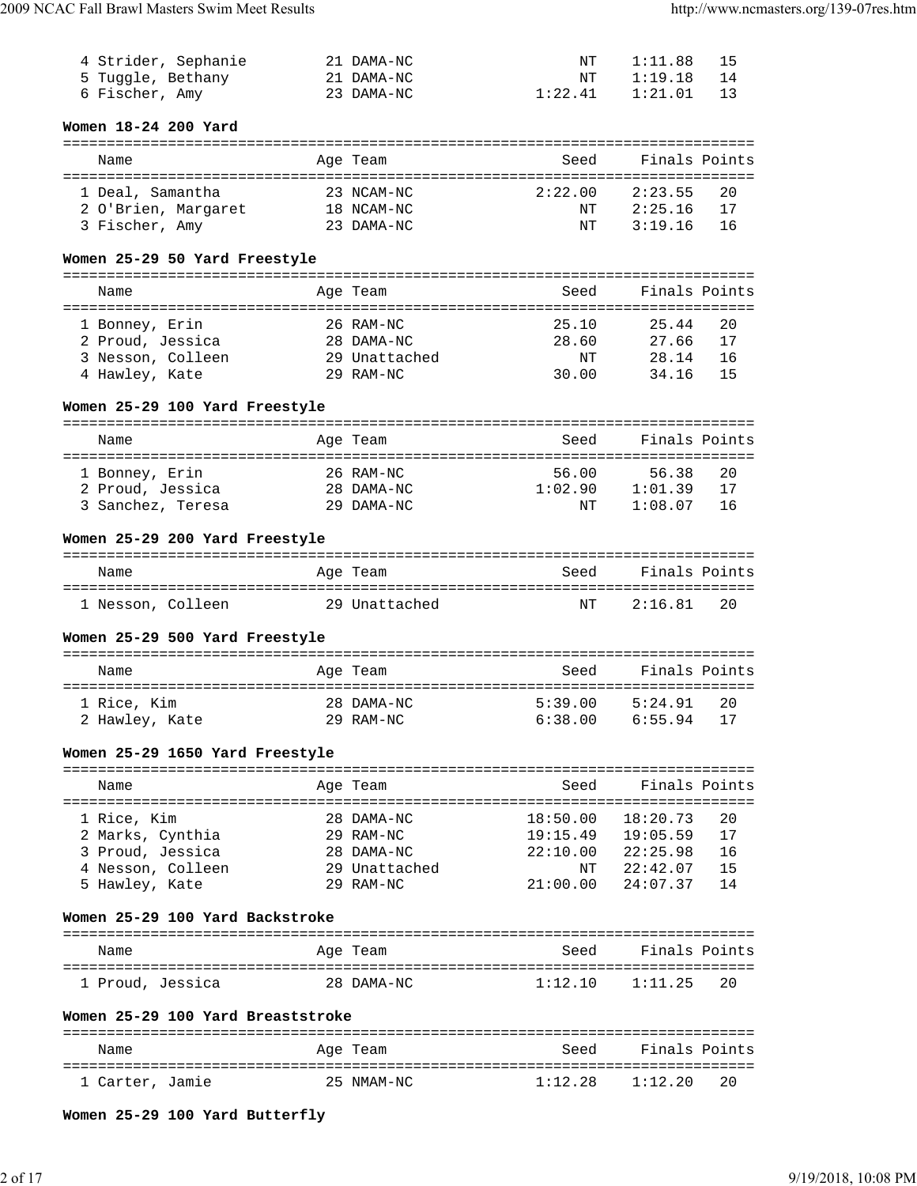| | Name | Age | Team | Seed | Finals | Points |
|---|---|---|---|---|---|---|
| 4 | Strider, Sephanie | 21 | DAMA-NC | NT | 1:11.88 | 15 |
| 5 | Tuggle, Bethany | 21 | DAMA-NC | NT | 1:19.18 | 14 |
| 6 | Fischer, Amy | 23 | DAMA-NC | 1:22.41 | 1:21.01 | 13 |

**Women 18-24 200 Yard**

| | Name | Age | Team | Seed | Finals | Points |
|---|---|---|---|---|---|---|
| 1 | Deal, Samantha | 23 | NCAM-NC | 2:22.00 | 2:23.55 | 20 |
| 2 | O'Brien, Margaret | 18 | NCAM-NC | NT | 2:25.16 | 17 |
| 3 | Fischer, Amy | 23 | DAMA-NC | NT | 3:19.16 | 16 |

**Women 25-29 50 Yard Freestyle**

| | Name | Age | Team | Seed | Finals | Points |
|---|---|---|---|---|---|---|
| 1 | Bonney, Erin | 26 | RAM-NC | 25.10 | 25.44 | 20 |
| 2 | Proud, Jessica | 28 | DAMA-NC | 28.60 | 27.66 | 17 |
| 3 | Nesson, Colleen | 29 | Unattached | NT | 28.14 | 16 |
| 4 | Hawley, Kate | 29 | RAM-NC | 30.00 | 34.16 | 15 |

**Women 25-29 100 Yard Freestyle**

| | Name | Age | Team | Seed | Finals | Points |
|---|---|---|---|---|---|---|
| 1 | Bonney, Erin | 26 | RAM-NC | 56.00 | 56.38 | 20 |
| 2 | Proud, Jessica | 28 | DAMA-NC | 1:02.90 | 1:01.39 | 17 |
| 3 | Sanchez, Teresa | 29 | DAMA-NC | NT | 1:08.07 | 16 |

**Women 25-29 200 Yard Freestyle**

| | Name | Age | Team | Seed | Finals | Points |
|---|---|---|---|---|---|---|
| 1 | Nesson, Colleen | 29 | Unattached | NT | 2:16.81 | 20 |

**Women 25-29 500 Yard Freestyle**

| | Name | Age | Team | Seed | Finals | Points |
|---|---|---|---|---|---|---|
| 1 | Rice, Kim | 28 | DAMA-NC | 5:39.00 | 5:24.91 | 20 |
| 2 | Hawley, Kate | 29 | RAM-NC | 6:38.00 | 6:55.94 | 17 |

**Women 25-29 1650 Yard Freestyle**

| | Name | Age | Team | Seed | Finals | Points |
|---|---|---|---|---|---|---|
| 1 | Rice, Kim | 28 | DAMA-NC | 18:50.00 | 18:20.73 | 20 |
| 2 | Marks, Cynthia | 29 | RAM-NC | 19:15.49 | 19:05.59 | 17 |
| 3 | Proud, Jessica | 28 | DAMA-NC | 22:10.00 | 22:25.98 | 16 |
| 4 | Nesson, Colleen | 29 | Unattached | NT | 22:42.07 | 15 |
| 5 | Hawley, Kate | 29 | RAM-NC | 21:00.00 | 24:07.37 | 14 |

**Women 25-29 100 Yard Backstroke**

| | Name | Age | Team | Seed | Finals | Points |
|---|---|---|---|---|---|---|
| 1 | Proud, Jessica | 28 | DAMA-NC | 1:12.10 | 1:11.25 | 20 |

**Women 25-29 100 Yard Breaststroke**

| | Name | Age | Team | Seed | Finals | Points |
|---|---|---|---|---|---|---|
| 1 | Carter, Jamie | 25 | NMAM-NC | 1:12.28 | 1:12.20 | 20 |

**Women 25-29 100 Yard Butterfly**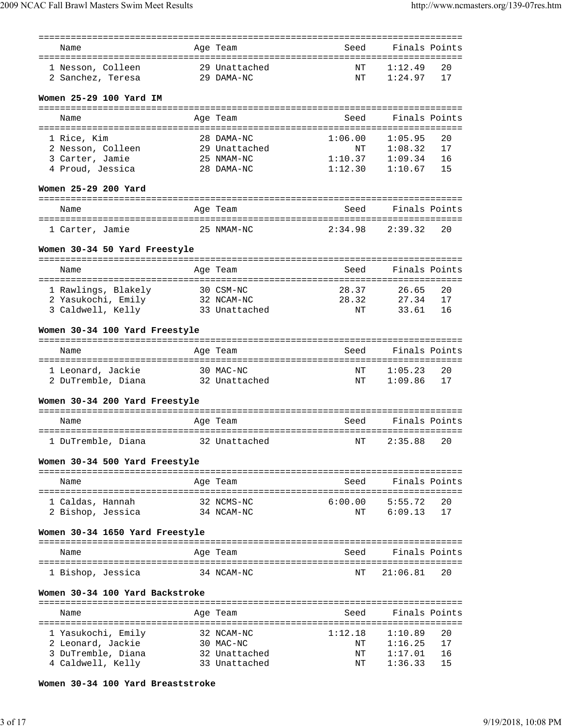| Name | Age | Team | Seed | Finals | Points |
|---|---|---|---|---|---|
| 1 Nesson, Colleen | 29 | Unattached | NT | 1:12.49 | 20 |
| 2 Sanchez, Teresa | 29 | DAMA-NC | NT | 1:24.97 | 17 |

**Women 25-29 100 Yard IM**

| Name | Age | Team | Seed | Finals | Points |
|---|---|---|---|---|---|
| 1 Rice, Kim | 28 | DAMA-NC | 1:06.00 | 1:05.95 | 20 |
| 2 Nesson, Colleen | 29 | Unattached | NT | 1:08.32 | 17 |
| 3 Carter, Jamie | 25 | NMAM-NC | 1:10.37 | 1:09.34 | 16 |
| 4 Proud, Jessica | 28 | DAMA-NC | 1:12.30 | 1:10.67 | 15 |

**Women 25-29 200 Yard**

| Name | Age | Team | Seed | Finals | Points |
|---|---|---|---|---|---|
| 1 Carter, Jamie | 25 | NMAM-NC | 2:34.98 | 2:39.32 | 20 |

**Women 30-34 50 Yard Freestyle**

| Name | Age | Team | Seed | Finals | Points |
|---|---|---|---|---|---|
| 1 Rawlings, Blakely | 30 | CSM-NC | 28.37 | 26.65 | 20 |
| 2 Yasukochi, Emily | 32 | NCAM-NC | 28.32 | 27.34 | 17 |
| 3 Caldwell, Kelly | 33 | Unattached | NT | 33.61 | 16 |

**Women 30-34 100 Yard Freestyle**

| Name | Age | Team | Seed | Finals | Points |
|---|---|---|---|---|---|
| 1 Leonard, Jackie | 30 | MAC-NC | NT | 1:05.23 | 20 |
| 2 DuTremble, Diana | 32 | Unattached | NT | 1:09.86 | 17 |

**Women 30-34 200 Yard Freestyle**

| Name | Age | Team | Seed | Finals | Points |
|---|---|---|---|---|---|
| 1 DuTremble, Diana | 32 | Unattached | NT | 2:35.88 | 20 |

**Women 30-34 500 Yard Freestyle**

| Name | Age | Team | Seed | Finals | Points |
|---|---|---|---|---|---|
| 1 Caldas, Hannah | 32 | NCMS-NC | 6:00.00 | 5:55.72 | 20 |
| 2 Bishop, Jessica | 34 | NCAM-NC | NT | 6:09.13 | 17 |

**Women 30-34 1650 Yard Freestyle**

| Name | Age | Team | Seed | Finals | Points |
|---|---|---|---|---|---|
| 1 Bishop, Jessica | 34 | NCAM-NC | NT | 21:06.81 | 20 |

**Women 30-34 100 Yard Backstroke**

| Name | Age | Team | Seed | Finals | Points |
|---|---|---|---|---|---|
| 1 Yasukochi, Emily | 32 | NCAM-NC | 1:12.18 | 1:10.89 | 20 |
| 2 Leonard, Jackie | 30 | MAC-NC | NT | 1:16.25 | 17 |
| 3 DuTremble, Diana | 32 | Unattached | NT | 1:17.01 | 16 |
| 4 Caldwell, Kelly | 33 | Unattached | NT | 1:36.33 | 15 |

**Women 30-34 100 Yard Breaststroke**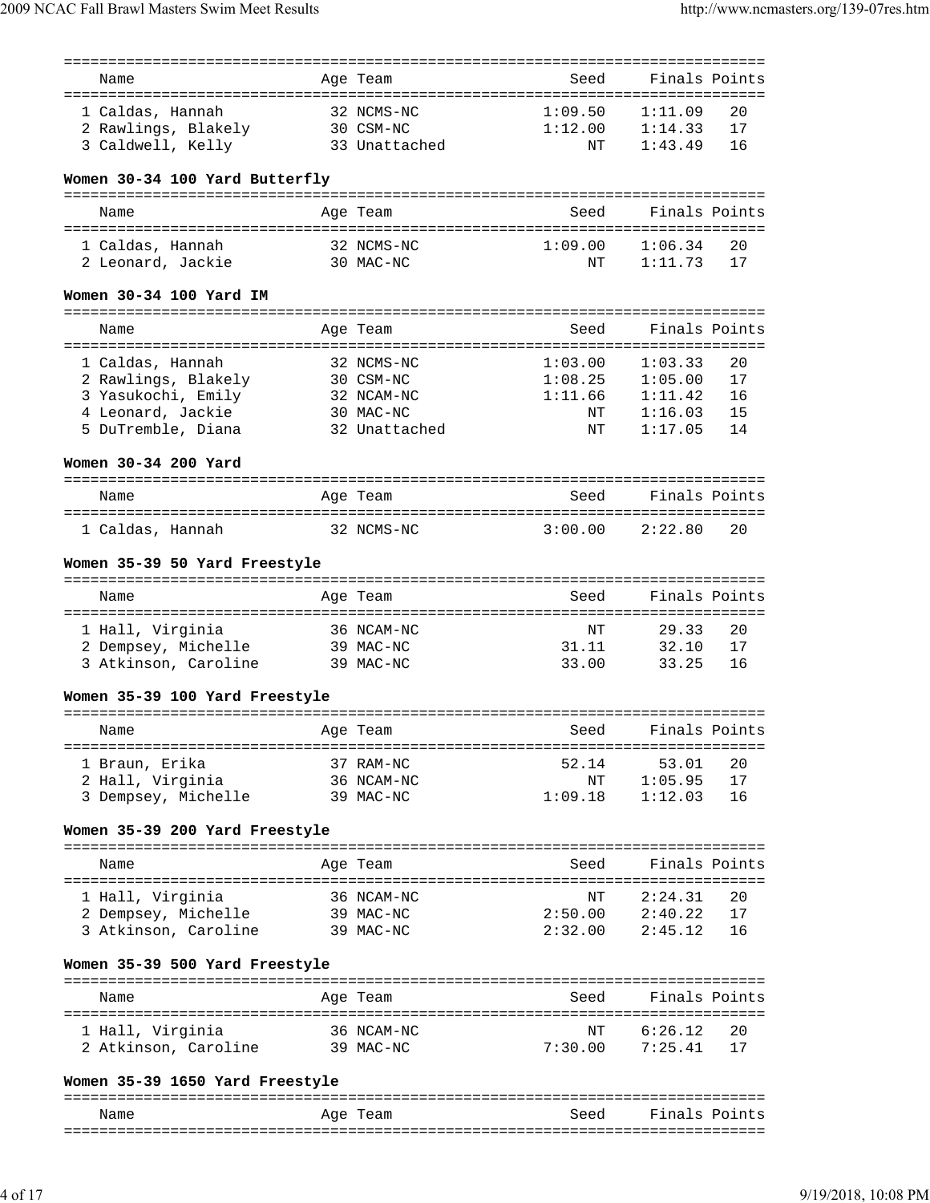| Name | Age | Team | Seed | Finals | Points |
|---|---|---|---|---|---|
| 1 Caldas, Hannah | 32 | NCMS-NC | 1:09.50 | 1:11.09 | 20 |
| 2 Rawlings, Blakely | 30 | CSM-NC | 1:12.00 | 1:14.33 | 17 |
| 3 Caldwell, Kelly | 33 | Unattached | NT | 1:43.49 | 16 |

**Women 30-34 100 Yard Butterfly**

| Name | Age | Team | Seed | Finals | Points |
|---|---|---|---|---|---|
| 1 Caldas, Hannah | 32 | NCMS-NC | 1:09.00 | 1:06.34 | 20 |
| 2 Leonard, Jackie | 30 | MAC-NC | NT | 1:11.73 | 17 |

**Women 30-34 100 Yard IM**

| Name | Age | Team | Seed | Finals | Points |
|---|---|---|---|---|---|
| 1 Caldas, Hannah | 32 | NCMS-NC | 1:03.00 | 1:03.33 | 20 |
| 2 Rawlings, Blakely | 30 | CSM-NC | 1:08.25 | 1:05.00 | 17 |
| 3 Yasukochi, Emily | 32 | NCAM-NC | 1:11.66 | 1:11.42 | 16 |
| 4 Leonard, Jackie | 30 | MAC-NC | NT | 1:16.03 | 15 |
| 5 DuTremble, Diana | 32 | Unattached | NT | 1:17.05 | 14 |

**Women 30-34 200 Yard**

| Name | Age | Team | Seed | Finals | Points |
|---|---|---|---|---|---|
| 1 Caldas, Hannah | 32 | NCMS-NC | 3:00.00 | 2:22.80 | 20 |

**Women 35-39 50 Yard Freestyle**

| Name | Age | Team | Seed | Finals | Points |
|---|---|---|---|---|---|
| 1 Hall, Virginia | 36 | NCAM-NC | NT | 29.33 | 20 |
| 2 Dempsey, Michelle | 39 | MAC-NC | 31.11 | 32.10 | 17 |
| 3 Atkinson, Caroline | 39 | MAC-NC | 33.00 | 33.25 | 16 |

**Women 35-39 100 Yard Freestyle**

| Name | Age | Team | Seed | Finals | Points |
|---|---|---|---|---|---|
| 1 Braun, Erika | 37 | RAM-NC | 52.14 | 53.01 | 20 |
| 2 Hall, Virginia | 36 | NCAM-NC | NT | 1:05.95 | 17 |
| 3 Dempsey, Michelle | 39 | MAC-NC | 1:09.18 | 1:12.03 | 16 |

**Women 35-39 200 Yard Freestyle**

| Name | Age | Team | Seed | Finals | Points |
|---|---|---|---|---|---|
| 1 Hall, Virginia | 36 | NCAM-NC | NT | 2:24.31 | 20 |
| 2 Dempsey, Michelle | 39 | MAC-NC | 2:50.00 | 2:40.22 | 17 |
| 3 Atkinson, Caroline | 39 | MAC-NC | 2:32.00 | 2:45.12 | 16 |

**Women 35-39 500 Yard Freestyle**

| Name | Age | Team | Seed | Finals | Points |
|---|---|---|---|---|---|
| 1 Hall, Virginia | 36 | NCAM-NC | NT | 6:26.12 | 20 |
| 2 Atkinson, Caroline | 39 | MAC-NC | 7:30.00 | 7:25.41 | 17 |

**Women 35-39 1650 Yard Freestyle**

| Name | Age | Team | Seed | Finals | Points |
|---|---|---|---|---|---|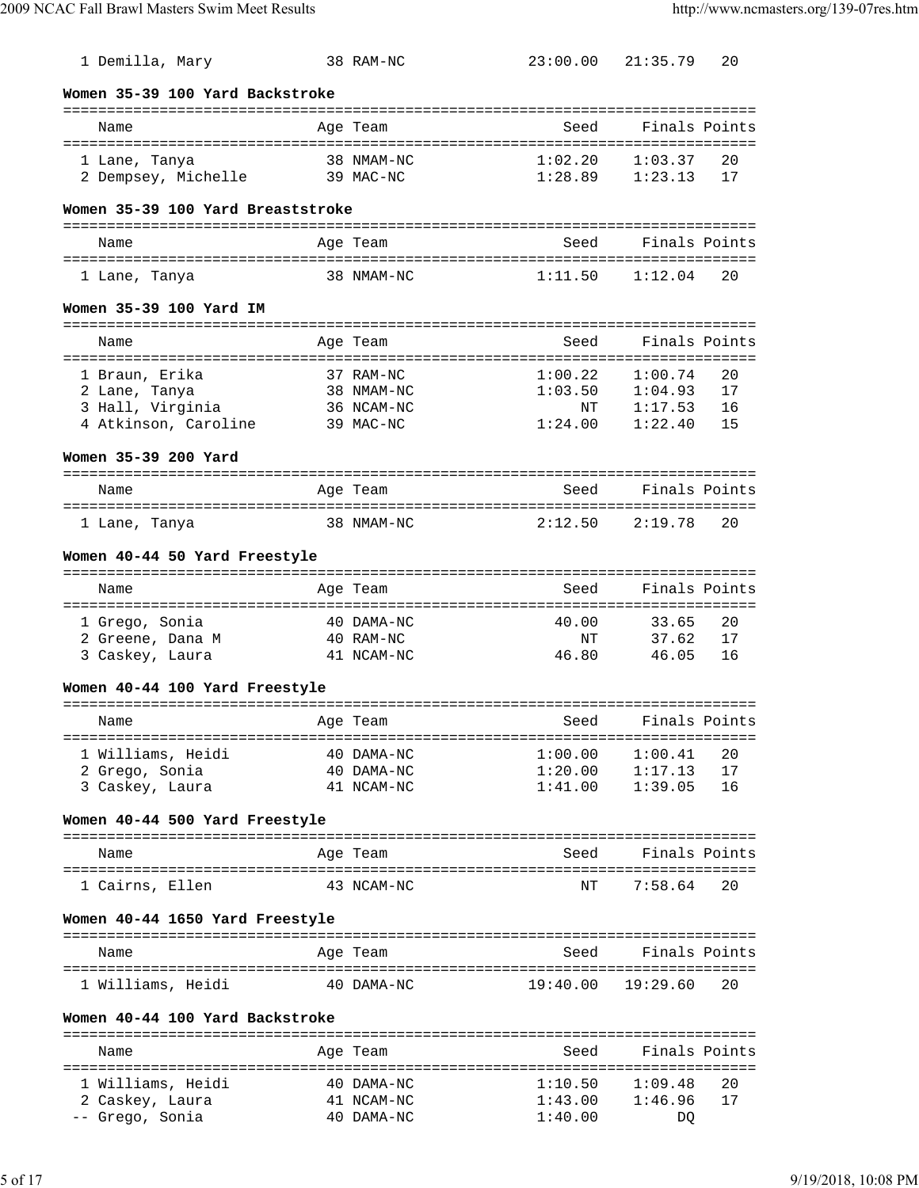| Name | Age | Team | Seed | Finals | Points |
|---|---|---|---|---|---|
| 1 Demilla, Mary | 38 | RAM-NC | 23:00.00 | 21:35.79 | 20 |

**Women 35-39 100 Yard Backstroke**

| Name | Age | Team | Seed | Finals | Points |
|---|---|---|---|---|---|
| 1 Lane, Tanya | 38 | NMAM-NC | 1:02.20 | 1:03.37 | 20 |
| 2 Dempsey, Michelle | 39 | MAC-NC | 1:28.89 | 1:23.13 | 17 |

**Women 35-39 100 Yard Breaststroke**

| Name | Age | Team | Seed | Finals | Points |
|---|---|---|---|---|---|
| 1 Lane, Tanya | 38 | NMAM-NC | 1:11.50 | 1:12.04 | 20 |

**Women 35-39 100 Yard IM**

| Name | Age | Team | Seed | Finals | Points |
|---|---|---|---|---|---|
| 1 Braun, Erika | 37 | RAM-NC | 1:00.22 | 1:00.74 | 20 |
| 2 Lane, Tanya | 38 | NMAM-NC | 1:03.50 | 1:04.93 | 17 |
| 3 Hall, Virginia | 36 | NCAM-NC | NT | 1:17.53 | 16 |
| 4 Atkinson, Caroline | 39 | MAC-NC | 1:24.00 | 1:22.40 | 15 |

**Women 35-39 200 Yard**

| Name | Age | Team | Seed | Finals | Points |
|---|---|---|---|---|---|
| 1 Lane, Tanya | 38 | NMAM-NC | 2:12.50 | 2:19.78 | 20 |

**Women 40-44 50 Yard Freestyle**

| Name | Age | Team | Seed | Finals | Points |
|---|---|---|---|---|---|
| 1 Grego, Sonia | 40 | DAMA-NC | 40.00 | 33.65 | 20 |
| 2 Greene, Dana M | 40 | RAM-NC | NT | 37.62 | 17 |
| 3 Caskey, Laura | 41 | NCAM-NC | 46.80 | 46.05 | 16 |

**Women 40-44 100 Yard Freestyle**

| Name | Age | Team | Seed | Finals | Points |
|---|---|---|---|---|---|
| 1 Williams, Heidi | 40 | DAMA-NC | 1:00.00 | 1:00.41 | 20 |
| 2 Grego, Sonia | 40 | DAMA-NC | 1:20.00 | 1:17.13 | 17 |
| 3 Caskey, Laura | 41 | NCAM-NC | 1:41.00 | 1:39.05 | 16 |

**Women 40-44 500 Yard Freestyle**

| Name | Age | Team | Seed | Finals | Points |
|---|---|---|---|---|---|
| 1 Cairns, Ellen | 43 | NCAM-NC | NT | 7:58.64 | 20 |

**Women 40-44 1650 Yard Freestyle**

| Name | Age | Team | Seed | Finals | Points |
|---|---|---|---|---|---|
| 1 Williams, Heidi | 40 | DAMA-NC | 19:40.00 | 19:29.60 | 20 |

**Women 40-44 100 Yard Backstroke**

| Name | Age | Team | Seed | Finals | Points |
|---|---|---|---|---|---|
| 1 Williams, Heidi | 40 | DAMA-NC | 1:10.50 | 1:09.48 | 20 |
| 2 Caskey, Laura | 41 | NCAM-NC | 1:43.00 | 1:46.96 | 17 |
| -- Grego, Sonia | 40 | DAMA-NC | 1:40.00 | DQ | |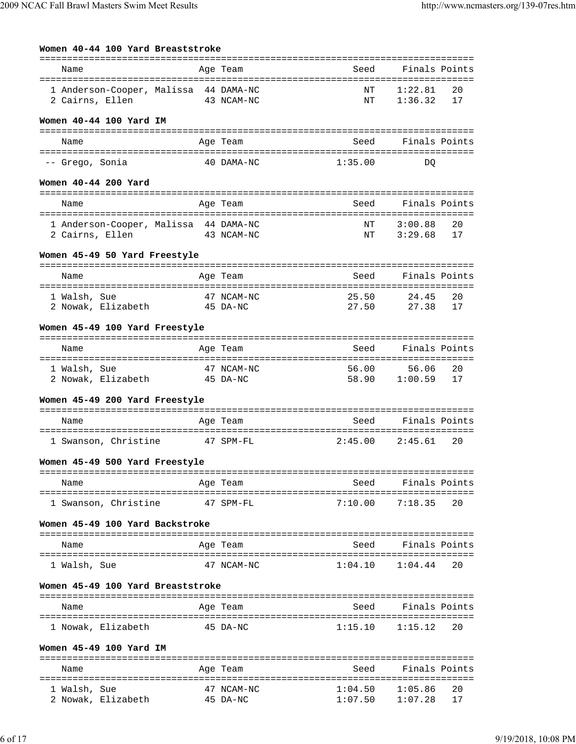**Women 40-44 100 Yard Breaststroke**

| | Name | Age | Team | Seed | Finals | Points |
|---|---|---|---|---|---|---|
| 1 | Anderson-Cooper, Malissa | 44 | DAMA-NC | NT | 1:22.81 | 20 |
| 2 | Cairns, Ellen | 43 | NCAM-NC | NT | 1:36.32 | 17 |

**Women 40-44 100 Yard IM**

| | Name | Age | Team | Seed | Finals | Points |
|---|---|---|---|---|---|---|
| -- | Grego, Sonia | 40 | DAMA-NC | 1:35.00 | DQ | |

**Women 40-44 200 Yard**

| | Name | Age | Team | Seed | Finals | Points |
|---|---|---|---|---|---|---|
| 1 | Anderson-Cooper, Malissa | 44 | DAMA-NC | NT | 3:00.88 | 20 |
| 2 | Cairns, Ellen | 43 | NCAM-NC | NT | 3:29.68 | 17 |

**Women 45-49 50 Yard Freestyle**

| | Name | Age | Team | Seed | Finals | Points |
|---|---|---|---|---|---|---|
| 1 | Walsh, Sue | 47 | NCAM-NC | 25.50 | 24.45 | 20 |
| 2 | Nowak, Elizabeth | 45 | DA-NC | 27.50 | 27.38 | 17 |

**Women 45-49 100 Yard Freestyle**

| | Name | Age | Team | Seed | Finals | Points |
|---|---|---|---|---|---|---|
| 1 | Walsh, Sue | 47 | NCAM-NC | 56.00 | 56.06 | 20 |
| 2 | Nowak, Elizabeth | 45 | DA-NC | 58.90 | 1:00.59 | 17 |

**Women 45-49 200 Yard Freestyle**

| | Name | Age | Team | Seed | Finals | Points |
|---|---|---|---|---|---|---|
| 1 | Swanson, Christine | 47 | SPM-FL | 2:45.00 | 2:45.61 | 20 |

**Women 45-49 500 Yard Freestyle**

| | Name | Age | Team | Seed | Finals | Points |
|---|---|---|---|---|---|---|
| 1 | Swanson, Christine | 47 | SPM-FL | 7:10.00 | 7:18.35 | 20 |

**Women 45-49 100 Yard Backstroke**

| | Name | Age | Team | Seed | Finals | Points |
|---|---|---|---|---|---|---|
| 1 | Walsh, Sue | 47 | NCAM-NC | 1:04.10 | 1:04.44 | 20 |

**Women 45-49 100 Yard Breaststroke**

| | Name | Age | Team | Seed | Finals | Points |
|---|---|---|---|---|---|---|
| 1 | Nowak, Elizabeth | 45 | DA-NC | 1:15.10 | 1:15.12 | 20 |

**Women 45-49 100 Yard IM**

| | Name | Age | Team | Seed | Finals | Points |
|---|---|---|---|---|---|---|
| 1 | Walsh, Sue | 47 | NCAM-NC | 1:04.50 | 1:05.86 | 20 |
| 2 | Nowak, Elizabeth | 45 | DA-NC | 1:07.50 | 1:07.28 | 17 |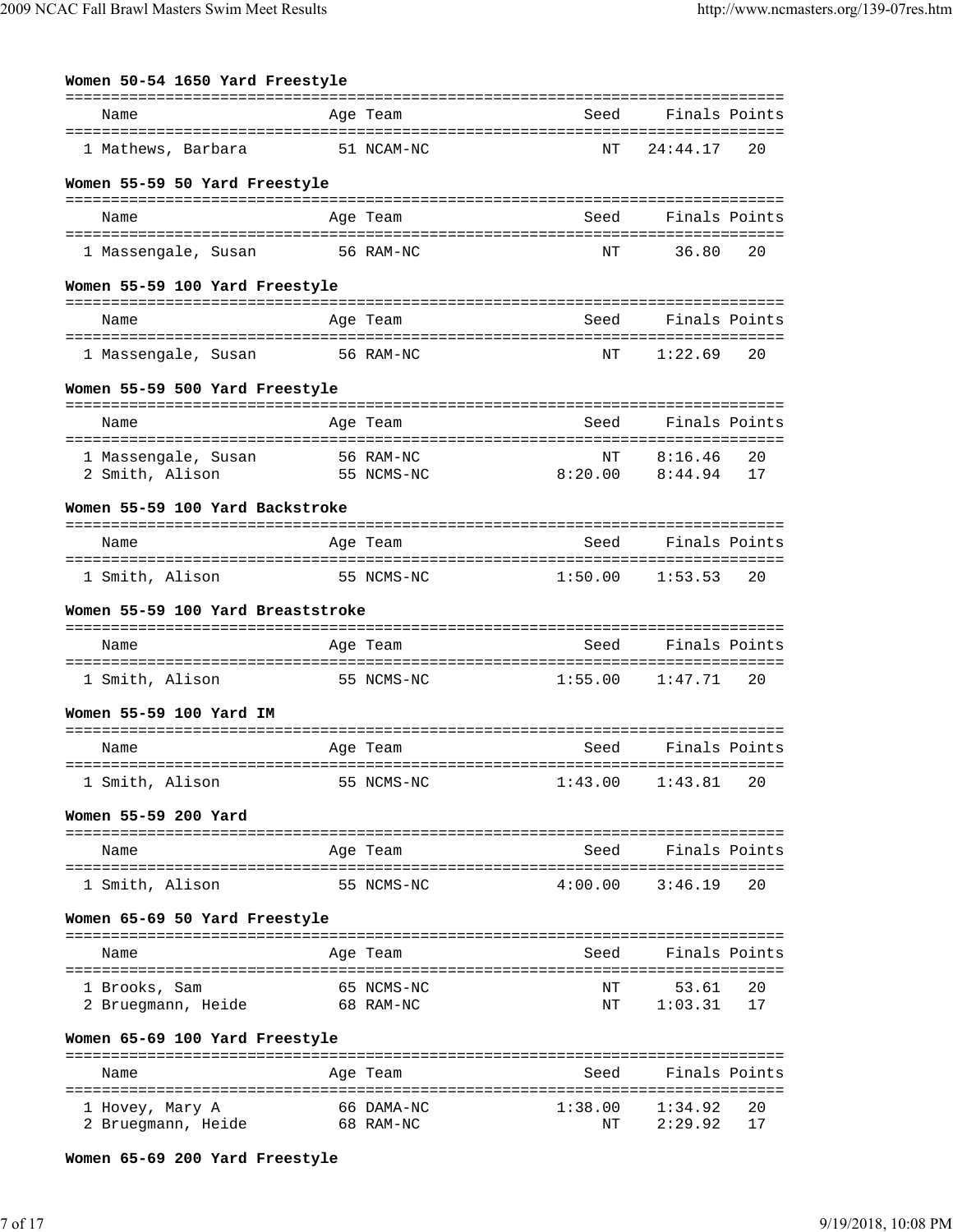**Women 50-54 1650 Yard Freestyle**

| | Name | Age | Team | Seed | Finals | Points |
|---|---|---|---|---|---|---|
| 1 | Mathews, Barbara | 51 | NCAM-NC | NT | 24:44.17 | 20 |

**Women 55-59 50 Yard Freestyle**

| | Name | Age | Team | Seed | Finals | Points |
|---|---|---|---|---|---|---|
| 1 | Massengale, Susan | 56 | RAM-NC | NT | 36.80 | 20 |

**Women 55-59 100 Yard Freestyle**

| | Name | Age | Team | Seed | Finals | Points |
|---|---|---|---|---|---|---|
| 1 | Massengale, Susan | 56 | RAM-NC | NT | 1:22.69 | 20 |

**Women 55-59 500 Yard Freestyle**

| | Name | Age | Team | Seed | Finals | Points |
|---|---|---|---|---|---|---|
| 1 | Massengale, Susan | 56 | RAM-NC | NT | 8:16.46 | 20 |
| 2 | Smith, Alison | 55 | NCMS-NC | 8:20.00 | 8:44.94 | 17 |

**Women 55-59 100 Yard Backstroke**

| | Name | Age | Team | Seed | Finals | Points |
|---|---|---|---|---|---|---|
| 1 | Smith, Alison | 55 | NCMS-NC | 1:50.00 | 1:53.53 | 20 |

**Women 55-59 100 Yard Breaststroke**

| | Name | Age | Team | Seed | Finals | Points |
|---|---|---|---|---|---|---|
| 1 | Smith, Alison | 55 | NCMS-NC | 1:55.00 | 1:47.71 | 20 |

**Women 55-59 100 Yard IM**

| | Name | Age | Team | Seed | Finals | Points |
|---|---|---|---|---|---|---|
| 1 | Smith, Alison | 55 | NCMS-NC | 1:43.00 | 1:43.81 | 20 |

**Women 55-59 200 Yard**

| | Name | Age | Team | Seed | Finals | Points |
|---|---|---|---|---|---|---|
| 1 | Smith, Alison | 55 | NCMS-NC | 4:00.00 | 3:46.19 | 20 |

**Women 65-69 50 Yard Freestyle**

| | Name | Age | Team | Seed | Finals | Points |
|---|---|---|---|---|---|---|
| 1 | Brooks, Sam | 65 | NCMS-NC | NT | 53.61 | 20 |
| 2 | Bruegmann, Heide | 68 | RAM-NC | NT | 1:03.31 | 17 |

**Women 65-69 100 Yard Freestyle**

| | Name | Age | Team | Seed | Finals | Points |
|---|---|---|---|---|---|---|
| 1 | Hovey, Mary A | 66 | DAMA-NC | 1:38.00 | 1:34.92 | 20 |
| 2 | Bruegmann, Heide | 68 | RAM-NC | NT | 2:29.92 | 17 |

**Women 65-69 200 Yard Freestyle**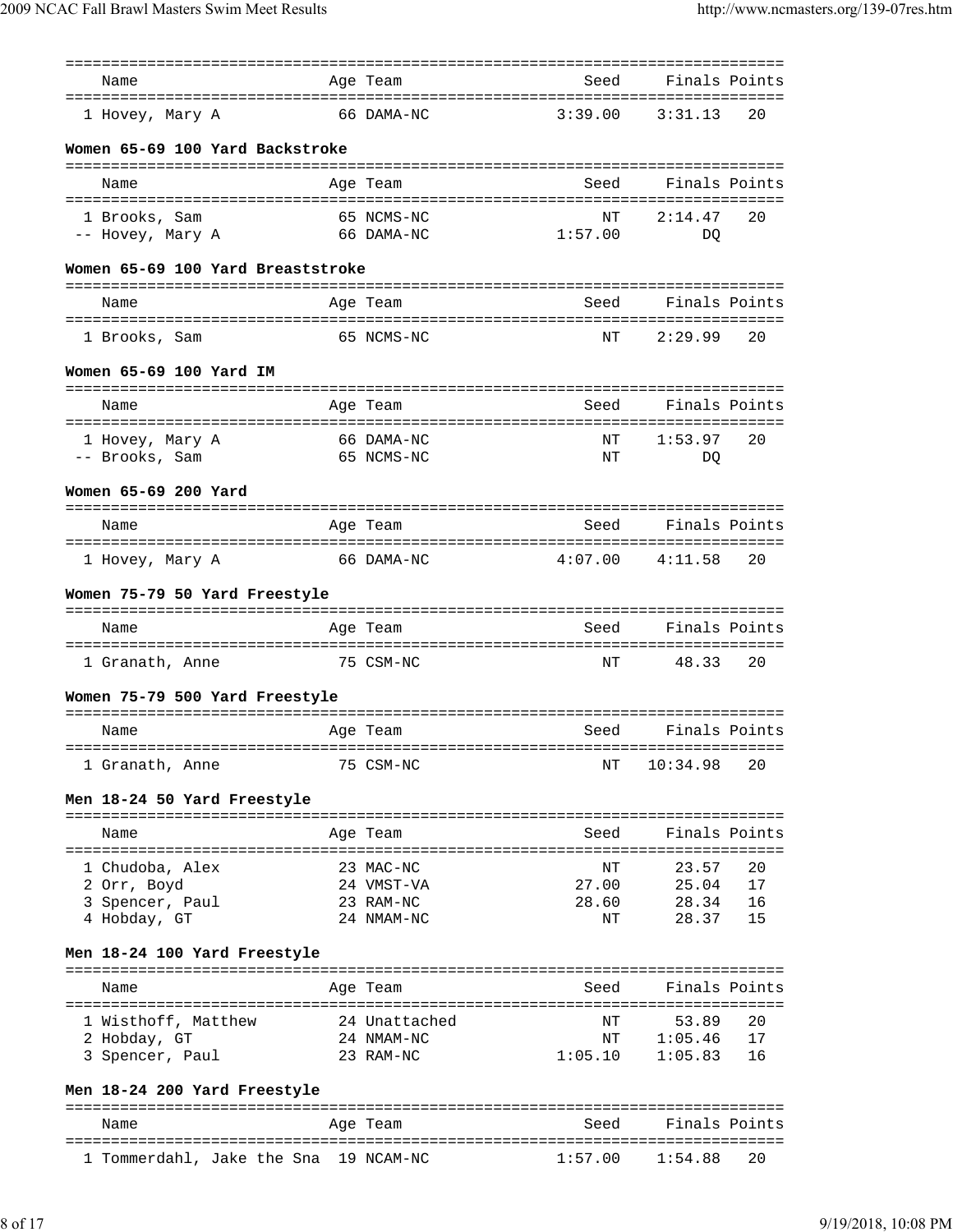| Name | Age | Team | Seed | Finals | Points |
|---|---|---|---|---|---|
| 1 Hovey, Mary A | 66 | DAMA-NC | 3:39.00 | 3:31.13 | 20 |

**Women 65-69 100 Yard Backstroke**

| Name | Age | Team | Seed | Finals | Points |
|---|---|---|---|---|---|
| 1 Brooks, Sam | 65 | NCMS-NC | NT | 2:14.47 | 20 |
| -- Hovey, Mary A | 66 | DAMA-NC | 1:57.00 | DQ | |

**Women 65-69 100 Yard Breaststroke**

| Name | Age | Team | Seed | Finals | Points |
|---|---|---|---|---|---|
| 1 Brooks, Sam | 65 | NCMS-NC | NT | 2:29.99 | 20 |

**Women 65-69 100 Yard IM**

| Name | Age | Team | Seed | Finals | Points |
|---|---|---|---|---|---|
| 1 Hovey, Mary A | 66 | DAMA-NC | NT | 1:53.97 | 20 |
| -- Brooks, Sam | 65 | NCMS-NC | NT | DQ | |

**Women 65-69 200 Yard**

| Name | Age | Team | Seed | Finals | Points |
|---|---|---|---|---|---|
| 1 Hovey, Mary A | 66 | DAMA-NC | 4:07.00 | 4:11.58 | 20 |

**Women 75-79 50 Yard Freestyle**

| Name | Age | Team | Seed | Finals | Points |
|---|---|---|---|---|---|
| 1 Granath, Anne | 75 | CSM-NC | NT | 48.33 | 20 |

**Women 75-79 500 Yard Freestyle**

| Name | Age | Team | Seed | Finals | Points |
|---|---|---|---|---|---|
| 1 Granath, Anne | 75 | CSM-NC | NT | 10:34.98 | 20 |

**Men 18-24 50 Yard Freestyle**

| Name | Age | Team | Seed | Finals | Points |
|---|---|---|---|---|---|
| 1 Chudoba, Alex | 23 | MAC-NC | NT | 23.57 | 20 |
| 2 Orr, Boyd | 24 | VMST-VA | 27.00 | 25.04 | 17 |
| 3 Spencer, Paul | 23 | RAM-NC | 28.60 | 28.34 | 16 |
| 4 Hobday, GT | 24 | NMAM-NC | NT | 28.37 | 15 |

**Men 18-24 100 Yard Freestyle**

| Name | Age | Team | Seed | Finals | Points |
|---|---|---|---|---|---|
| 1 Wisthoff, Matthew | 24 | Unattached | NT | 53.89 | 20 |
| 2 Hobday, GT | 24 | NMAM-NC | NT | 1:05.46 | 17 |
| 3 Spencer, Paul | 23 | RAM-NC | 1:05.10 | 1:05.83 | 16 |

**Men 18-24 200 Yard Freestyle**

| Name | Age | Team | Seed | Finals | Points |
|---|---|---|---|---|---|
| 1 Tommerdahl, Jake the Sna | 19 | NCAM-NC | 1:57.00 | 1:54.88 | 20 |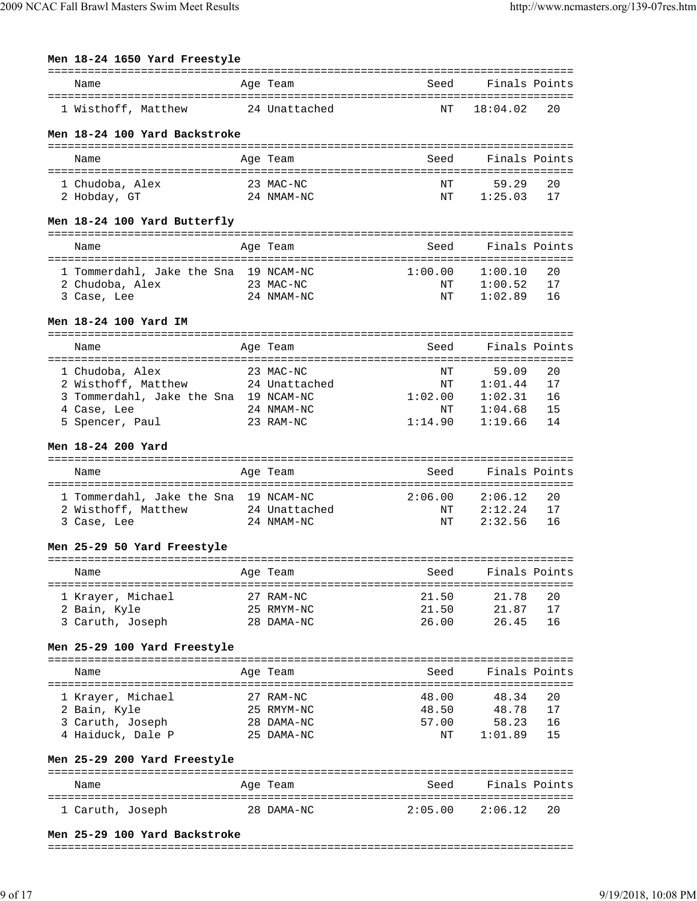**Men 18-24 1650 Yard Freestyle**

| | Name | Age | Team | Seed | Finals | Points |
|---|---|---|---|---|---|---|
| 1 | Wisthoff, Matthew | 24 | Unattached | NT | 18:04.02 | 20 |

**Men 18-24 100 Yard Backstroke**

| | Name | Age | Team | Seed | Finals | Points |
|---|---|---|---|---|---|---|
| 1 | Chudoba, Alex | 23 | MAC-NC | NT | 59.29 | 20 |
| 2 | Hobday, GT | 24 | NMAM-NC | NT | 1:25.03 | 17 |

**Men 18-24 100 Yard Butterfly**

| | Name | Age | Team | Seed | Finals | Points |
|---|---|---|---|---|---|---|
| 1 | Tommerdahl, Jake the Sna | 19 | NCAM-NC | 1:00.00 | 1:00.10 | 20 |
| 2 | Chudoba, Alex | 23 | MAC-NC | NT | 1:00.52 | 17 |
| 3 | Case, Lee | 24 | NMAM-NC | NT | 1:02.89 | 16 |

**Men 18-24 100 Yard IM**

| | Name | Age | Team | Seed | Finals | Points |
|---|---|---|---|---|---|---|
| 1 | Chudoba, Alex | 23 | MAC-NC | NT | 59.09 | 20 |
| 2 | Wisthoff, Matthew | 24 | Unattached | NT | 1:01.44 | 17 |
| 3 | Tommerdahl, Jake the Sna | 19 | NCAM-NC | 1:02.00 | 1:02.31 | 16 |
| 4 | Case, Lee | 24 | NMAM-NC | NT | 1:04.68 | 15 |
| 5 | Spencer, Paul | 23 | RAM-NC | 1:14.90 | 1:19.66 | 14 |

**Men 18-24 200 Yard**

| | Name | Age | Team | Seed | Finals | Points |
|---|---|---|---|---|---|---|
| 1 | Tommerdahl, Jake the Sna | 19 | NCAM-NC | 2:06.00 | 2:06.12 | 20 |
| 2 | Wisthoff, Matthew | 24 | Unattached | NT | 2:12.24 | 17 |
| 3 | Case, Lee | 24 | NMAM-NC | NT | 2:32.56 | 16 |

**Men 25-29 50 Yard Freestyle**

| | Name | Age | Team | Seed | Finals | Points |
|---|---|---|---|---|---|---|
| 1 | Krayer, Michael | 27 | RAM-NC | 21.50 | 21.78 | 20 |
| 2 | Bain, Kyle | 25 | RMYM-NC | 21.50 | 21.87 | 17 |
| 3 | Caruth, Joseph | 28 | DAMA-NC | 26.00 | 26.45 | 16 |

**Men 25-29 100 Yard Freestyle**

| | Name | Age | Team | Seed | Finals | Points |
|---|---|---|---|---|---|---|
| 1 | Krayer, Michael | 27 | RAM-NC | 48.00 | 48.34 | 20 |
| 2 | Bain, Kyle | 25 | RMYM-NC | 48.50 | 48.78 | 17 |
| 3 | Caruth, Joseph | 28 | DAMA-NC | 57.00 | 58.23 | 16 |
| 4 | Haiduck, Dale P | 25 | DAMA-NC | NT | 1:01.89 | 15 |

**Men 25-29 200 Yard Freestyle**

| | Name | Age | Team | Seed | Finals | Points |
|---|---|---|---|---|---|---|
| 1 | Caruth, Joseph | 28 | DAMA-NC | 2:05.00 | 2:06.12 | 20 |

**Men 25-29 100 Yard Backstroke**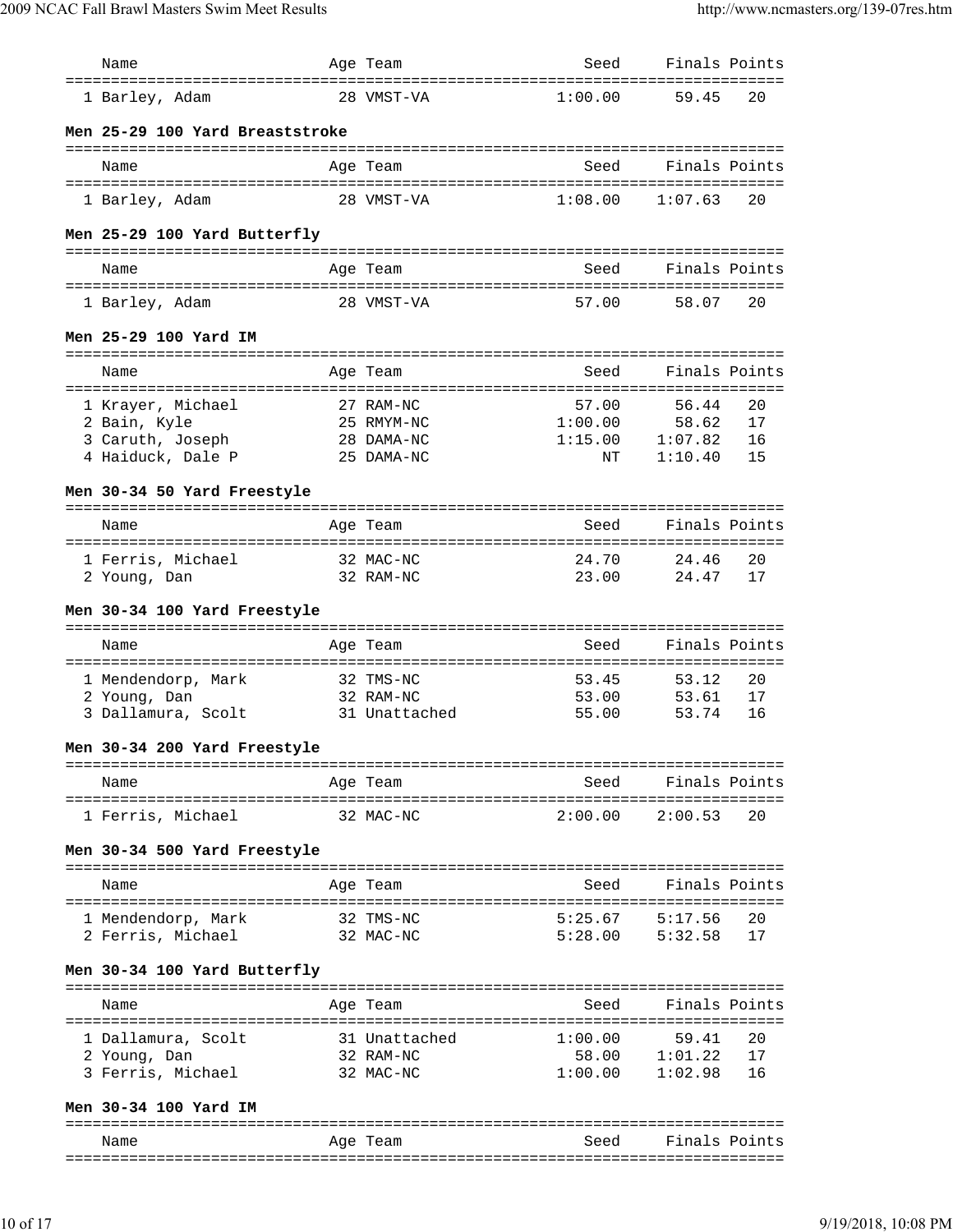| Name | Age | Team | Seed | Finals | Points |
|---|---|---|---|---|---|
| 1 Barley, Adam | 28 | VMST-VA | 1:00.00 | 59.45 | 20 |

### Men 25-29 100 Yard Breaststroke

| Name | Age | Team | Seed | Finals | Points |
|---|---|---|---|---|---|
| 1 Barley, Adam | 28 | VMST-VA | 1:08.00 | 1:07.63 | 20 |

### Men 25-29 100 Yard Butterfly

| Name | Age | Team | Seed | Finals | Points |
|---|---|---|---|---|---|
| 1 Barley, Adam | 28 | VMST-VA | 57.00 | 58.07 | 20 |

### Men 25-29 100 Yard IM

| Name | Age | Team | Seed | Finals | Points |
|---|---|---|---|---|---|
| 1 Krayer, Michael | 27 | RAM-NC | 57.00 | 56.44 | 20 |
| 2 Bain, Kyle | 25 | RMYM-NC | 1:00.00 | 58.62 | 17 |
| 3 Caruth, Joseph | 28 | DAMA-NC | 1:15.00 | 1:07.82 | 16 |
| 4 Haiduck, Dale P | 25 | DAMA-NC | NT | 1:10.40 | 15 |

### Men 30-34 50 Yard Freestyle

| Name | Age | Team | Seed | Finals | Points |
|---|---|---|---|---|---|
| 1 Ferris, Michael | 32 | MAC-NC | 24.70 | 24.46 | 20 |
| 2 Young, Dan | 32 | RAM-NC | 23.00 | 24.47 | 17 |

### Men 30-34 100 Yard Freestyle

| Name | Age | Team | Seed | Finals | Points |
|---|---|---|---|---|---|
| 1 Mendendorp, Mark | 32 | TMS-NC | 53.45 | 53.12 | 20 |
| 2 Young, Dan | 32 | RAM-NC | 53.00 | 53.61 | 17 |
| 3 Dallamura, Scolt | 31 | Unattached | 55.00 | 53.74 | 16 |

### Men 30-34 200 Yard Freestyle

| Name | Age | Team | Seed | Finals | Points |
|---|---|---|---|---|---|
| 1 Ferris, Michael | 32 | MAC-NC | 2:00.00 | 2:00.53 | 20 |

### Men 30-34 500 Yard Freestyle

| Name | Age | Team | Seed | Finals | Points |
|---|---|---|---|---|---|
| 1 Mendendorp, Mark | 32 | TMS-NC | 5:25.67 | 5:17.56 | 20 |
| 2 Ferris, Michael | 32 | MAC-NC | 5:28.00 | 5:32.58 | 17 |

### Men 30-34 100 Yard Butterfly

| Name | Age | Team | Seed | Finals | Points |
|---|---|---|---|---|---|
| 1 Dallamura, Scolt | 31 | Unattached | 1:00.00 | 59.41 | 20 |
| 2 Young, Dan | 32 | RAM-NC | 58.00 | 1:01.22 | 17 |
| 3 Ferris, Michael | 32 | MAC-NC | 1:00.00 | 1:02.98 | 16 |

### Men 30-34 100 Yard IM

| Name | Age | Team | Seed | Finals | Points |
|---|---|---|---|---|---|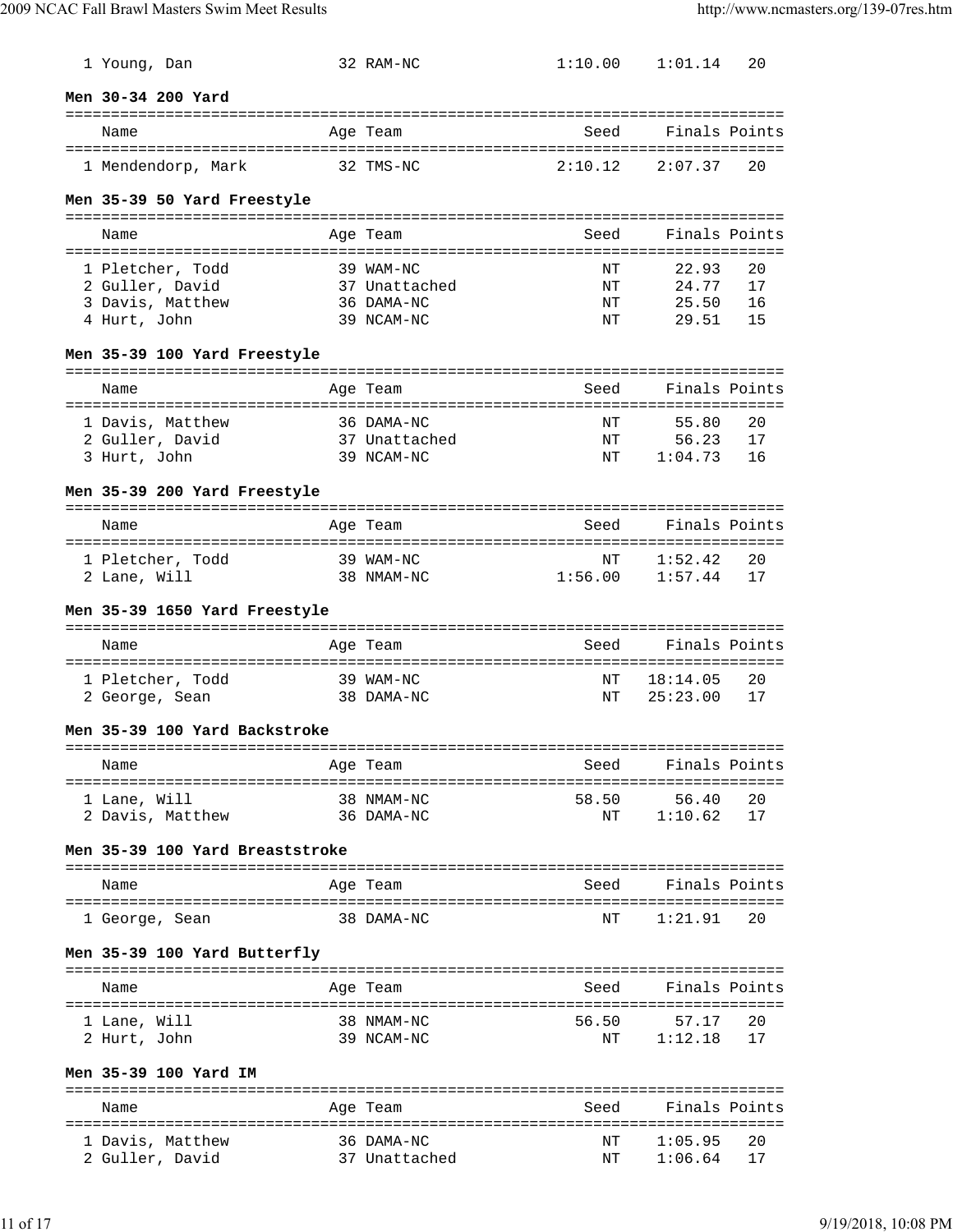| Name | Age | Team | Seed | Finals | Points |
|---|---|---|---|---|---|
| 1 Young, Dan | 32 | RAM-NC | 1:10.00 | 1:01.14 | 20 |

### Men 30-34 200 Yard

| Name | Age | Team | Seed | Finals | Points |
|---|---|---|---|---|---|
| 1 Mendendorp, Mark | 32 | TMS-NC | 2:10.12 | 2:07.37 | 20 |

### Men 35-39 50 Yard Freestyle

| Name | Age | Team | Seed | Finals | Points |
|---|---|---|---|---|---|
| 1 Pletcher, Todd | 39 | WAM-NC | NT | 22.93 | 20 |
| 2 Guller, David | 37 | Unattached | NT | 24.77 | 17 |
| 3 Davis, Matthew | 36 | DAMA-NC | NT | 25.50 | 16 |
| 4 Hurt, John | 39 | NCAM-NC | NT | 29.51 | 15 |

### Men 35-39 100 Yard Freestyle

| Name | Age | Team | Seed | Finals | Points |
|---|---|---|---|---|---|
| 1 Davis, Matthew | 36 | DAMA-NC | NT | 55.80 | 20 |
| 2 Guller, David | 37 | Unattached | NT | 56.23 | 17 |
| 3 Hurt, John | 39 | NCAM-NC | NT | 1:04.73 | 16 |

### Men 35-39 200 Yard Freestyle

| Name | Age | Team | Seed | Finals | Points |
|---|---|---|---|---|---|
| 1 Pletcher, Todd | 39 | WAM-NC | NT | 1:52.42 | 20 |
| 2 Lane, Will | 38 | NMAM-NC | 1:56.00 | 1:57.44 | 17 |

### Men 35-39 1650 Yard Freestyle

| Name | Age | Team | Seed | Finals | Points |
|---|---|---|---|---|---|
| 1 Pletcher, Todd | 39 | WAM-NC | NT | 18:14.05 | 20 |
| 2 George, Sean | 38 | DAMA-NC | NT | 25:23.00 | 17 |

### Men 35-39 100 Yard Backstroke

| Name | Age | Team | Seed | Finals | Points |
|---|---|---|---|---|---|
| 1 Lane, Will | 38 | NMAM-NC | 58.50 | 56.40 | 20 |
| 2 Davis, Matthew | 36 | DAMA-NC | NT | 1:10.62 | 17 |

### Men 35-39 100 Yard Breaststroke

| Name | Age | Team | Seed | Finals | Points |
|---|---|---|---|---|---|
| 1 George, Sean | 38 | DAMA-NC | NT | 1:21.91 | 20 |

### Men 35-39 100 Yard Butterfly

| Name | Age | Team | Seed | Finals | Points |
|---|---|---|---|---|---|
| 1 Lane, Will | 38 | NMAM-NC | 56.50 | 57.17 | 20 |
| 2 Hurt, John | 39 | NCAM-NC | NT | 1:12.18 | 17 |

### Men 35-39 100 Yard IM

| Name | Age | Team | Seed | Finals | Points |
|---|---|---|---|---|---|
| 1 Davis, Matthew | 36 | DAMA-NC | NT | 1:05.95 | 20 |
| 2 Guller, David | 37 | Unattached | NT | 1:06.64 | 17 |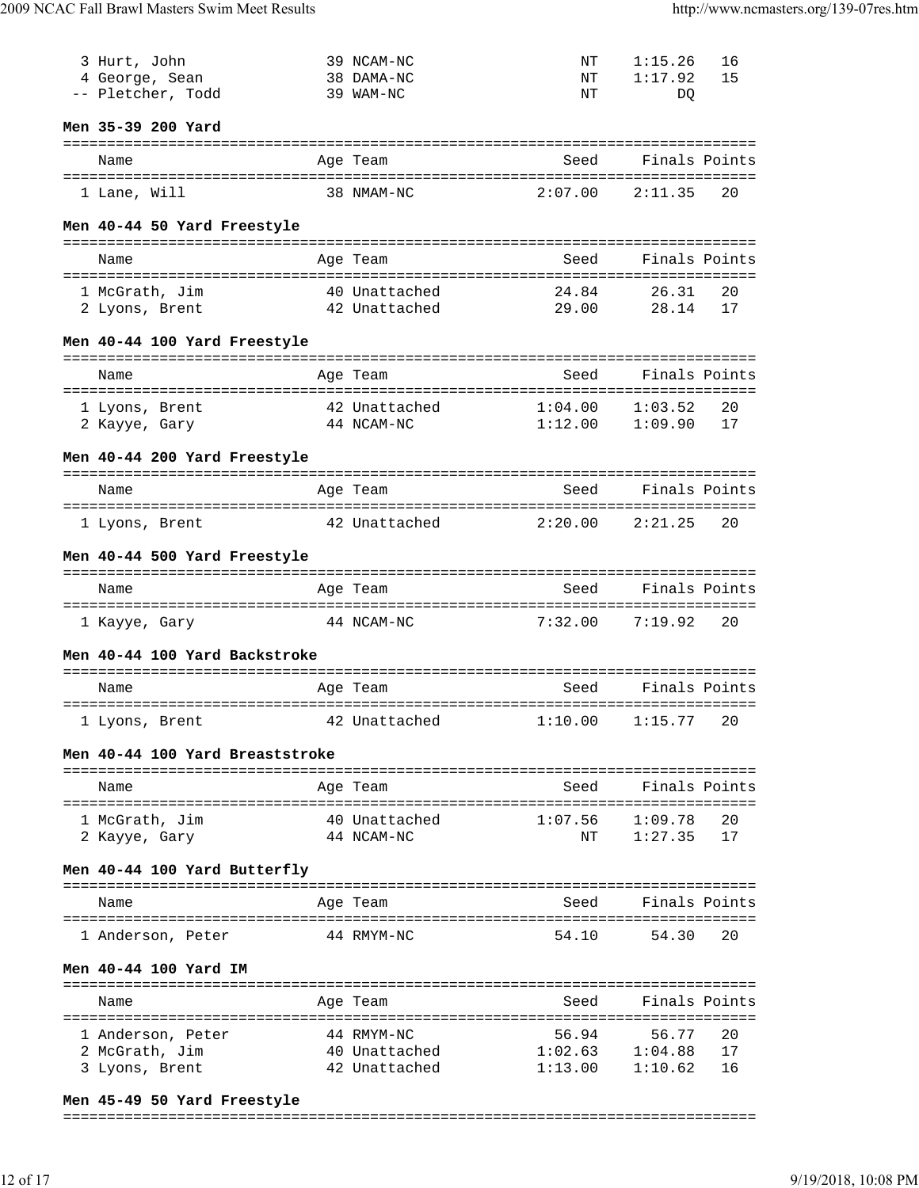| Name | Age | Team | Seed | Finals | Points |
|---|---|---|---|---|---|
| 3 Hurt, John | 39 | NCAM-NC | NT | 1:15.26 | 16 |
| 4 George, Sean | 38 | DAMA-NC | NT | 1:17.92 | 15 |
| -- Pletcher, Todd | 39 | WAM-NC | NT | DQ | |

**Men 35-39 200 Yard**

| Name | Age | Team | Seed | Finals | Points |
|---|---|---|---|---|---|
| 1 Lane, Will | 38 | NMAM-NC | 2:07.00 | 2:11.35 | 20 |

**Men 40-44 50 Yard Freestyle**

| Name | Age | Team | Seed | Finals | Points |
|---|---|---|---|---|---|
| 1 McGrath, Jim | 40 | Unattached | 24.84 | 26.31 | 20 |
| 2 Lyons, Brent | 42 | Unattached | 29.00 | 28.14 | 17 |

**Men 40-44 100 Yard Freestyle**

| Name | Age | Team | Seed | Finals | Points |
|---|---|---|---|---|---|
| 1 Lyons, Brent | 42 | Unattached | 1:04.00 | 1:03.52 | 20 |
| 2 Kayye, Gary | 44 | NCAM-NC | 1:12.00 | 1:09.90 | 17 |

**Men 40-44 200 Yard Freestyle**

| Name | Age | Team | Seed | Finals | Points |
|---|---|---|---|---|---|
| 1 Lyons, Brent | 42 | Unattached | 2:20.00 | 2:21.25 | 20 |

**Men 40-44 500 Yard Freestyle**

| Name | Age | Team | Seed | Finals | Points |
|---|---|---|---|---|---|
| 1 Kayye, Gary | 44 | NCAM-NC | 7:32.00 | 7:19.92 | 20 |

**Men 40-44 100 Yard Backstroke**

| Name | Age | Team | Seed | Finals | Points |
|---|---|---|---|---|---|
| 1 Lyons, Brent | 42 | Unattached | 1:10.00 | 1:15.77 | 20 |

**Men 40-44 100 Yard Breaststroke**

| Name | Age | Team | Seed | Finals | Points |
|---|---|---|---|---|---|
| 1 McGrath, Jim | 40 | Unattached | 1:07.56 | 1:09.78 | 20 |
| 2 Kayye, Gary | 44 | NCAM-NC | NT | 1:27.35 | 17 |

**Men 40-44 100 Yard Butterfly**

| Name | Age | Team | Seed | Finals | Points |
|---|---|---|---|---|---|
| 1 Anderson, Peter | 44 | RMYM-NC | 54.10 | 54.30 | 20 |

**Men 40-44 100 Yard IM**

| Name | Age | Team | Seed | Finals | Points |
|---|---|---|---|---|---|
| 1 Anderson, Peter | 44 | RMYM-NC | 56.94 | 56.77 | 20 |
| 2 McGrath, Jim | 40 | Unattached | 1:02.63 | 1:04.88 | 17 |
| 3 Lyons, Brent | 42 | Unattached | 1:13.00 | 1:10.62 | 16 |

**Men 45-49 50 Yard Freestyle**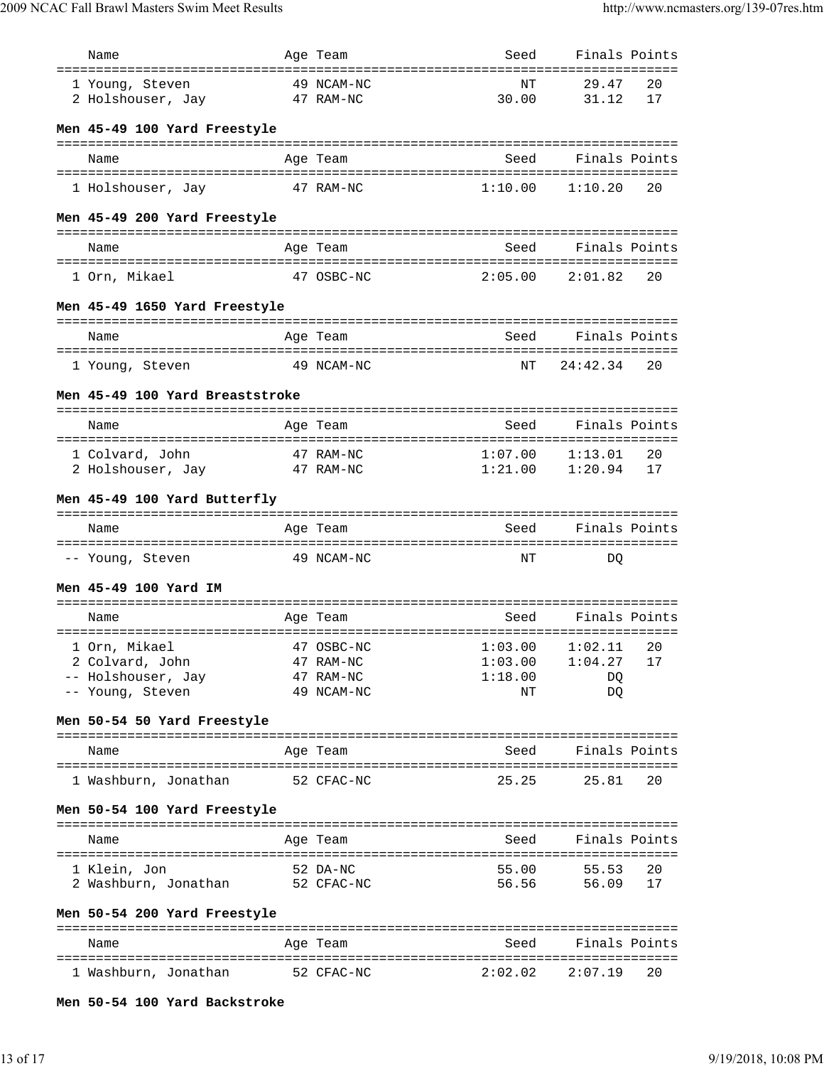| Name | Age | Team | Seed | Finals | Points |
|---|---|---|---|---|---|
| 1 Young, Steven | 49 | NCAM-NC | NT | 29.47 | 20 |
| 2 Holshouser, Jay | 47 | RAM-NC | 30.00 | 31.12 | 17 |

**Men 45-49 100 Yard Freestyle**

| Name | Age | Team | Seed | Finals | Points |
|---|---|---|---|---|---|
| 1 Holshouser, Jay | 47 | RAM-NC | 1:10.00 | 1:10.20 | 20 |

**Men 45-49 200 Yard Freestyle**

| Name | Age | Team | Seed | Finals | Points |
|---|---|---|---|---|---|
| 1 Orn, Mikael | 47 | OSBC-NC | 2:05.00 | 2:01.82 | 20 |

**Men 45-49 1650 Yard Freestyle**

| Name | Age | Team | Seed | Finals | Points |
|---|---|---|---|---|---|
| 1 Young, Steven | 49 | NCAM-NC | NT | 24:42.34 | 20 |

**Men 45-49 100 Yard Breaststroke**

| Name | Age | Team | Seed | Finals | Points |
|---|---|---|---|---|---|
| 1 Colvard, John | 47 | RAM-NC | 1:07.00 | 1:13.01 | 20 |
| 2 Holshouser, Jay | 47 | RAM-NC | 1:21.00 | 1:20.94 | 17 |

**Men 45-49 100 Yard Butterfly**

| Name | Age | Team | Seed | Finals | Points |
|---|---|---|---|---|---|
| -- Young, Steven | 49 | NCAM-NC | NT | DQ | |

**Men 45-49 100 Yard IM**

| Name | Age | Team | Seed | Finals | Points |
|---|---|---|---|---|---|
| 1 Orn, Mikael | 47 | OSBC-NC | 1:03.00 | 1:02.11 | 20 |
| 2 Colvard, John | 47 | RAM-NC | 1:03.00 | 1:04.27 | 17 |
| -- Holshouser, Jay | 47 | RAM-NC | 1:18.00 | DQ | |
| -- Young, Steven | 49 | NCAM-NC | NT | DQ | |

**Men 50-54 50 Yard Freestyle**

| Name | Age | Team | Seed | Finals | Points |
|---|---|---|---|---|---|
| 1 Washburn, Jonathan | 52 | CFAC-NC | 25.25 | 25.81 | 20 |

**Men 50-54 100 Yard Freestyle**

| Name | Age | Team | Seed | Finals | Points |
|---|---|---|---|---|---|
| 1 Klein, Jon | 52 | DA-NC | 55.00 | 55.53 | 20 |
| 2 Washburn, Jonathan | 52 | CFAC-NC | 56.56 | 56.09 | 17 |

**Men 50-54 200 Yard Freestyle**

| Name | Age | Team | Seed | Finals | Points |
|---|---|---|---|---|---|
| 1 Washburn, Jonathan | 52 | CFAC-NC | 2:02.02 | 2:07.19 | 20 |

**Men 50-54 100 Yard Backstroke**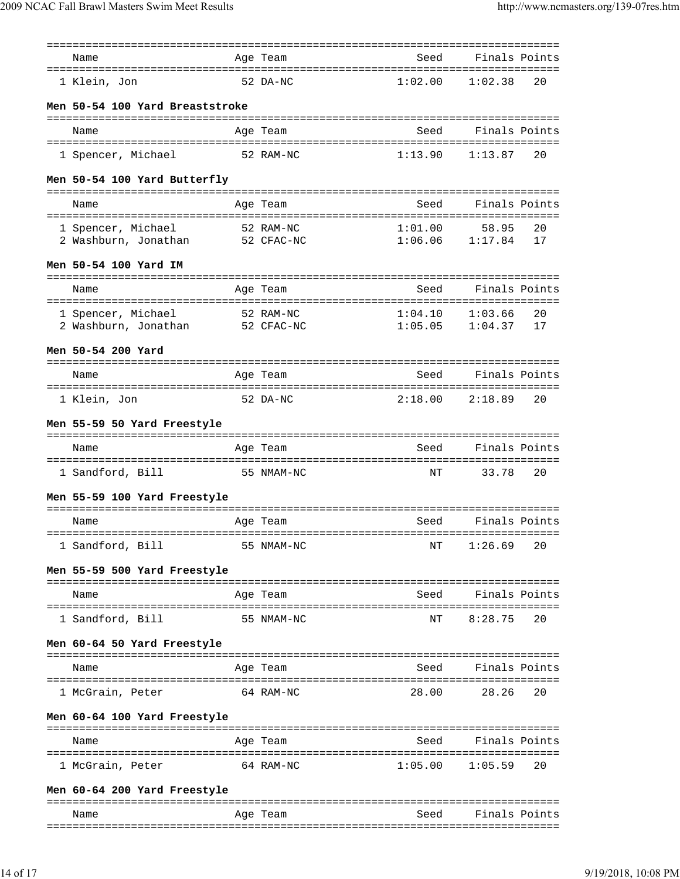| Name | Age | Team | Seed | Finals | Points |
|---|---|---|---|---|---|
| 1 Klein, Jon | 52 | DA-NC | 1:02.00 | 1:02.38 | 20 |

**Men 50-54 100 Yard Breaststroke**

| Name | Age | Team | Seed | Finals | Points |
|---|---|---|---|---|---|
| 1 Spencer, Michael | 52 | RAM-NC | 1:13.90 | 1:13.87 | 20 |

**Men 50-54 100 Yard Butterfly**

| Name | Age | Team | Seed | Finals | Points |
|---|---|---|---|---|---|
| 1 Spencer, Michael | 52 | RAM-NC | 1:01.00 | 58.95 | 20 |
| 2 Washburn, Jonathan | 52 | CFAC-NC | 1:06.06 | 1:17.84 | 17 |

**Men 50-54 100 Yard IM**

| Name | Age | Team | Seed | Finals | Points |
|---|---|---|---|---|---|
| 1 Spencer, Michael | 52 | RAM-NC | 1:04.10 | 1:03.66 | 20 |
| 2 Washburn, Jonathan | 52 | CFAC-NC | 1:05.05 | 1:04.37 | 17 |

**Men 50-54 200 Yard**

| Name | Age | Team | Seed | Finals | Points |
|---|---|---|---|---|---|
| 1 Klein, Jon | 52 | DA-NC | 2:18.00 | 2:18.89 | 20 |

**Men 55-59 50 Yard Freestyle**

| Name | Age | Team | Seed | Finals | Points |
|---|---|---|---|---|---|
| 1 Sandford, Bill | 55 | NMAM-NC | NT | 33.78 | 20 |

**Men 55-59 100 Yard Freestyle**

| Name | Age | Team | Seed | Finals | Points |
|---|---|---|---|---|---|
| 1 Sandford, Bill | 55 | NMAM-NC | NT | 1:26.69 | 20 |

**Men 55-59 500 Yard Freestyle**

| Name | Age | Team | Seed | Finals | Points |
|---|---|---|---|---|---|
| 1 Sandford, Bill | 55 | NMAM-NC | NT | 8:28.75 | 20 |

**Men 60-64 50 Yard Freestyle**

| Name | Age | Team | Seed | Finals | Points |
|---|---|---|---|---|---|
| 1 McGrain, Peter | 64 | RAM-NC | 28.00 | 28.26 | 20 |

**Men 60-64 100 Yard Freestyle**

| Name | Age | Team | Seed | Finals | Points |
|---|---|---|---|---|---|
| 1 McGrain, Peter | 64 | RAM-NC | 1:05.00 | 1:05.59 | 20 |

**Men 60-64 200 Yard Freestyle**

| Name | Age | Team | Seed | Finals | Points |
|---|---|---|---|---|---|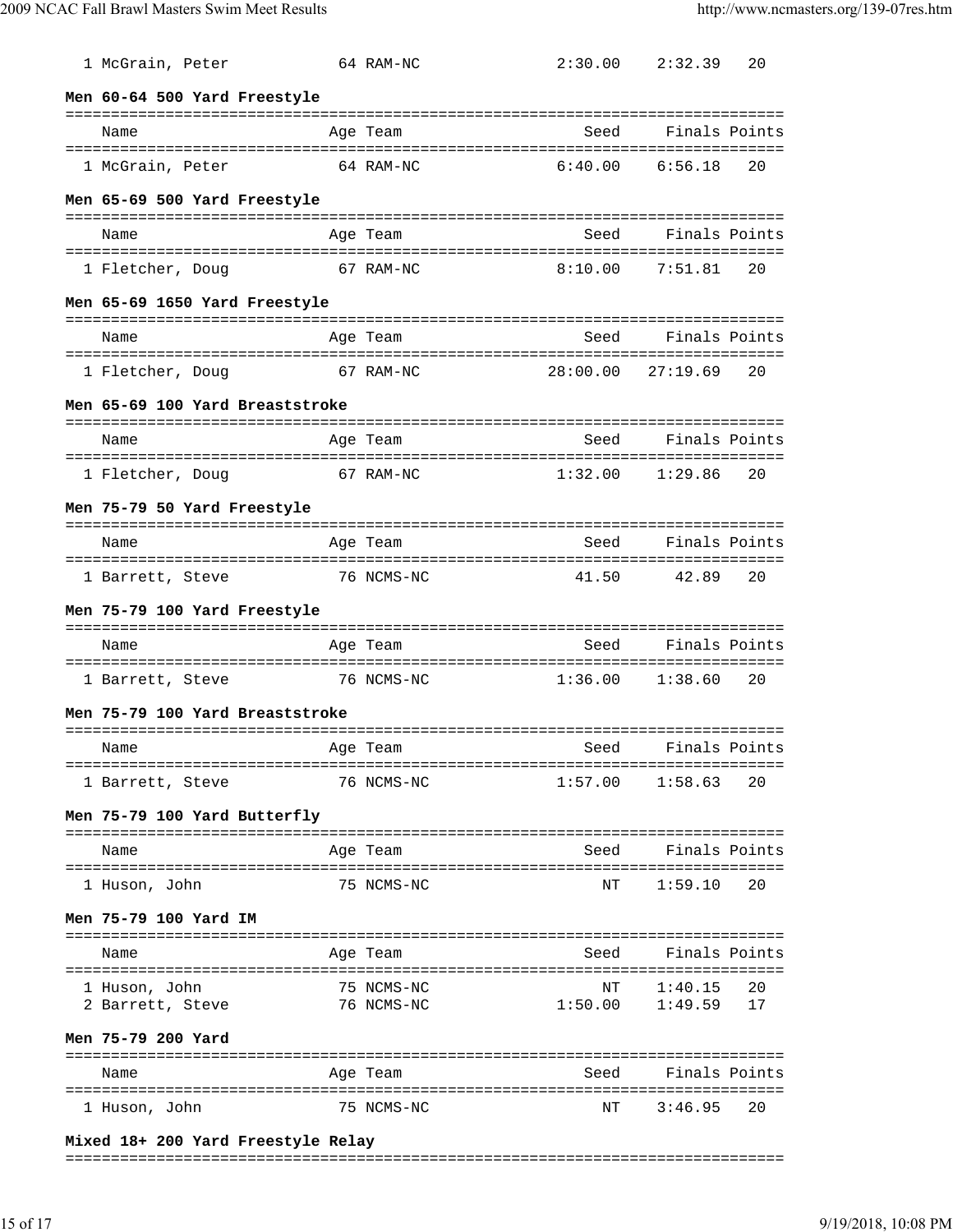| | Name | Age | Team | Seed | Finals | Points |
|---|---|---|---|---|---|---|
| 1 | McGrain, Peter | 64 | RAM-NC | 2:30.00 | 2:32.39 | 20 |

**Men 60-64 500 Yard Freestyle**

| | Name | Age | Team | Seed | Finals | Points |
|---|---|---|---|---|---|---|
| 1 | McGrain, Peter | 64 | RAM-NC | 6:40.00 | 6:56.18 | 20 |

**Men 65-69 500 Yard Freestyle**

| | Name | Age | Team | Seed | Finals | Points |
|---|---|---|---|---|---|---|
| 1 | Fletcher, Doug | 67 | RAM-NC | 8:10.00 | 7:51.81 | 20 |

**Men 65-69 1650 Yard Freestyle**

| | Name | Age | Team | Seed | Finals | Points |
|---|---|---|---|---|---|---|
| 1 | Fletcher, Doug | 67 | RAM-NC | 28:00.00 | 27:19.69 | 20 |

**Men 65-69 100 Yard Breaststroke**

| | Name | Age | Team | Seed | Finals | Points |
|---|---|---|---|---|---|---|
| 1 | Fletcher, Doug | 67 | RAM-NC | 1:32.00 | 1:29.86 | 20 |

**Men 75-79 50 Yard Freestyle**

| | Name | Age | Team | Seed | Finals | Points |
|---|---|---|---|---|---|---|
| 1 | Barrett, Steve | 76 | NCMS-NC | 41.50 | 42.89 | 20 |

**Men 75-79 100 Yard Freestyle**

| | Name | Age | Team | Seed | Finals | Points |
|---|---|---|---|---|---|---|
| 1 | Barrett, Steve | 76 | NCMS-NC | 1:36.00 | 1:38.60 | 20 |

**Men 75-79 100 Yard Breaststroke**

| | Name | Age | Team | Seed | Finals | Points |
|---|---|---|---|---|---|---|
| 1 | Barrett, Steve | 76 | NCMS-NC | 1:57.00 | 1:58.63 | 20 |

**Men 75-79 100 Yard Butterfly**

| | Name | Age | Team | Seed | Finals | Points |
|---|---|---|---|---|---|---|
| 1 | Huson, John | 75 | NCMS-NC | NT | 1:59.10 | 20 |

**Men 75-79 100 Yard IM**

| | Name | Age | Team | Seed | Finals | Points |
|---|---|---|---|---|---|---|
| 1 | Huson, John | 75 | NCMS-NC | NT | 1:40.15 | 20 |
| 2 | Barrett, Steve | 76 | NCMS-NC | 1:50.00 | 1:49.59 | 17 |

**Men 75-79 200 Yard**

| | Name | Age | Team | Seed | Finals | Points |
|---|---|---|---|---|---|---|
| 1 | Huson, John | 75 | NCMS-NC | NT | 3:46.95 | 20 |

**Mixed 18+ 200 Yard Freestyle Relay**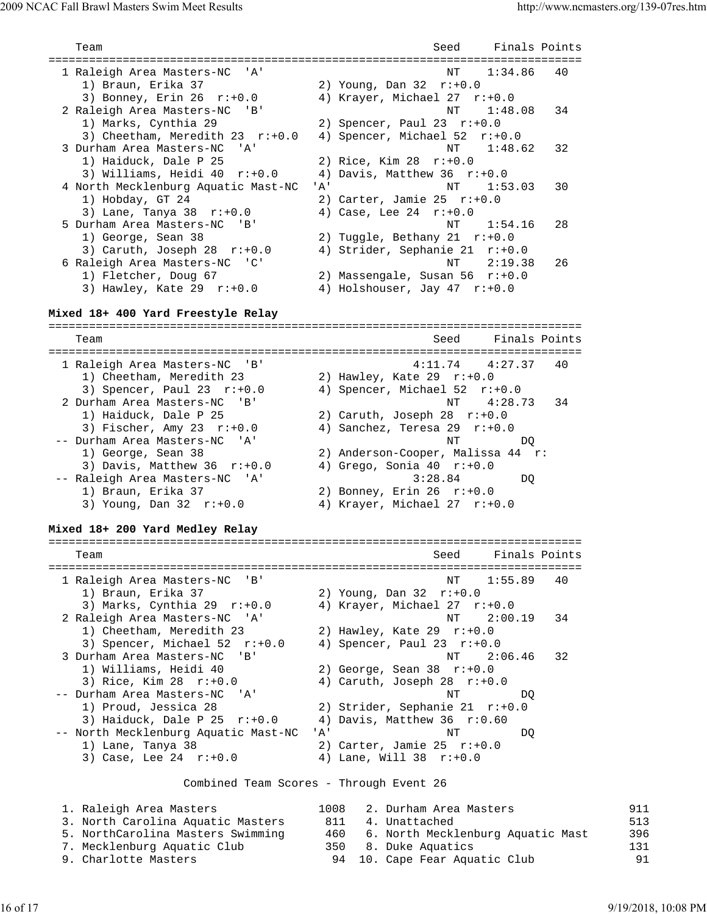```
    Team                                                  Seed     Finals Points
===============================================================================
  1 Raleigh Area Masters-NC  'A'                            NT    1:34.86   40
     1) Braun, Erika 37                 2) Young, Dan 32  r:+0.0
     3) Bonney, Erin 26  r:+0.0         4) Krayer, Michael 27  r:+0.0
  2 Raleigh Area Masters-NC  'B'                            NT    1:48.08   34
     1) Marks, Cynthia 29               2) Spencer, Paul 23  r:+0.0
     3) Cheetham, Meredith 23  r:+0.0   4) Spencer, Michael 52  r:+0.0
  3 Durham Area Masters-NC  'A'                             NT    1:48.62   32
     1) Haiduck, Dale P 25              2) Rice, Kim 28  r:+0.0
     3) Williams, Heidi 40  r:+0.0      4) Davis, Matthew 36  r:+0.0
  4 North Mecklenburg Aquatic Mast-NC  'A'                  NT    1:53.03   30
     1) Hobday, GT 24                   2) Carter, Jamie 25  r:+0.0
     3) Lane, Tanya 38  r:+0.0          4) Case, Lee 24  r:+0.0
  5 Durham Area Masters-NC  'B'                             NT    1:54.16   28
     1) George, Sean 38                 2) Tuggle, Bethany 21  r:+0.0
     3) Caruth, Joseph 28  r:+0.0       4) Strider, Sephanie 21  r:+0.0
  6 Raleigh Area Masters-NC  'C'                            NT    2:19.38   26
     1) Fletcher, Doug 67               2) Massengale, Susan 56  r:+0.0
     3) Hawley, Kate 29  r:+0.0         4) Holshouser, Jay 47  r:+0.0
```

**Mixed 18+ 400 Yard Freestyle Relay**

```
===============================================================================
    Team                                                  Seed     Finals Points
===============================================================================
  1 Raleigh Area Masters-NC  'B'                       4:11.74    4:27.37   40
     1) Cheetham, Meredith 23           2) Hawley, Kate 29  r:+0.0
     3) Spencer, Paul 23  r:+0.0        4) Spencer, Michael 52  r:+0.0
  2 Durham Area Masters-NC  'B'                             NT    4:28.73   34
     1) Haiduck, Dale P 25              2) Caruth, Joseph 28  r:+0.0
     3) Fischer, Amy 23  r:+0.0         4) Sanchez, Teresa 29  r:+0.0
 -- Durham Area Masters-NC  'A'                             NT         DQ
     1) George, Sean 38                 2) Anderson-Cooper, Malissa 44  r:
     3) Davis, Matthew 36  r:+0.0       4) Grego, Sonia 40  r:+0.0
 -- Raleigh Area Masters-NC  'A'                       3:28.84         DQ
     1) Braun, Erika 37                 2) Bonney, Erin 26  r:+0.0
     3) Young, Dan 32  r:+0.0           4) Krayer, Michael 27  r:+0.0
```

**Mixed 18+ 200 Yard Medley Relay**

```
===============================================================================
    Team                                                  Seed     Finals Points
===============================================================================
  1 Raleigh Area Masters-NC  'B'                            NT    1:55.89   40
     1) Braun, Erika 37                 2) Young, Dan 32  r:+0.0
     3) Marks, Cynthia 29  r:+0.0       4) Krayer, Michael 27  r:+0.0
  2 Raleigh Area Masters-NC  'A'                            NT    2:00.19   34
     1) Cheetham, Meredith 23           2) Hawley, Kate 29  r:+0.0
     3) Spencer, Michael 52  r:+0.0     4) Spencer, Paul 23  r:+0.0
  3 Durham Area Masters-NC  'B'                             NT    2:06.46   32
     1) Williams, Heidi 40              2) George, Sean 38  r:+0.0
     3) Rice, Kim 28  r:+0.0            4) Caruth, Joseph 28  r:+0.0
 -- Durham Area Masters-NC  'A'                             NT         DQ
     1) Proud, Jessica 28               2) Strider, Sephanie 21  r:+0.0
     3) Haiduck, Dale P 25  r:+0.0      4) Davis, Matthew 36  r:0.60
 -- North Mecklenburg Aquatic Mast-NC  'A'                  NT         DQ
     1) Lane, Tanya 38                  2) Carter, Jamie 25  r:+0.0
     3) Case, Lee 24  r:+0.0            4) Lane, Will 38  r:+0.0

                 Combined Team Scores - Through Event 26

  1. Raleigh Area Masters              1008    2. Durham Area Masters                911
  3. North Carolina Aquatic Masters     811    4. Unattached                         513
  5. NorthCarolina Masters Swimming     460    6. North Mecklenburg Aquatic Mast     396
  7. Mecklenburg Aquatic Club           350    8. Duke Aquatics                      131
  9. Charlotte Masters                   94   10. Cape Fear Aquatic Club              91
```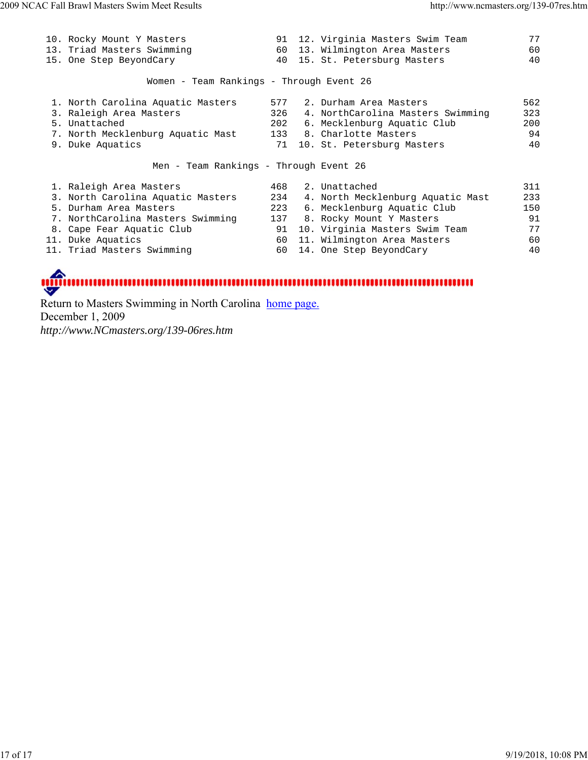```
 10. Rocky Mount Y Masters              91  12. Virginia Masters Swim Team           77
 13. Triad Masters Swimming             60  13. Wilmington Area Masters              60
 15. One Step BeyondCary                40  15. St. Petersburg Masters               40

                 Women - Team Rankings - Through Event 26

  1. North Carolina Aquatic Masters    577   2. Durham Area Masters                 562
  3. Raleigh Area Masters              326   4. NorthCarolina Masters Swimming      323
  5. Unattached                        202   6. Mecklenburg Aquatic Club            200
  7. North Mecklenburg Aquatic Mast    133   8. Charlotte Masters                    94
  9. Duke Aquatics                      71  10. St. Petersburg Masters               40

                  Men - Team Rankings - Through Event 26

  1. Raleigh Area Masters              468   2. Unattached                          311
  3. North Carolina Aquatic Masters    234   4. North Mecklenburg Aquatic Mast      233
  5. Durham Area Masters               223   6. Mecklenburg Aquatic Club            150
  7. NorthCarolina Masters Swimming    137   8. Rocky Mount Y Masters                91
  8. Cape Fear Aquatic Club             91  10. Virginia Masters Swim Team           77
 11. Duke Aquatics                      60  11. Wilmington Area Masters              60
 11. Triad Masters Swimming             60  14. One Step BeyondCary                  40
```

Return to Masters Swimming in North Carolina home page.
December 1, 2009
*http://www.NCmasters.org/139-06res.htm*